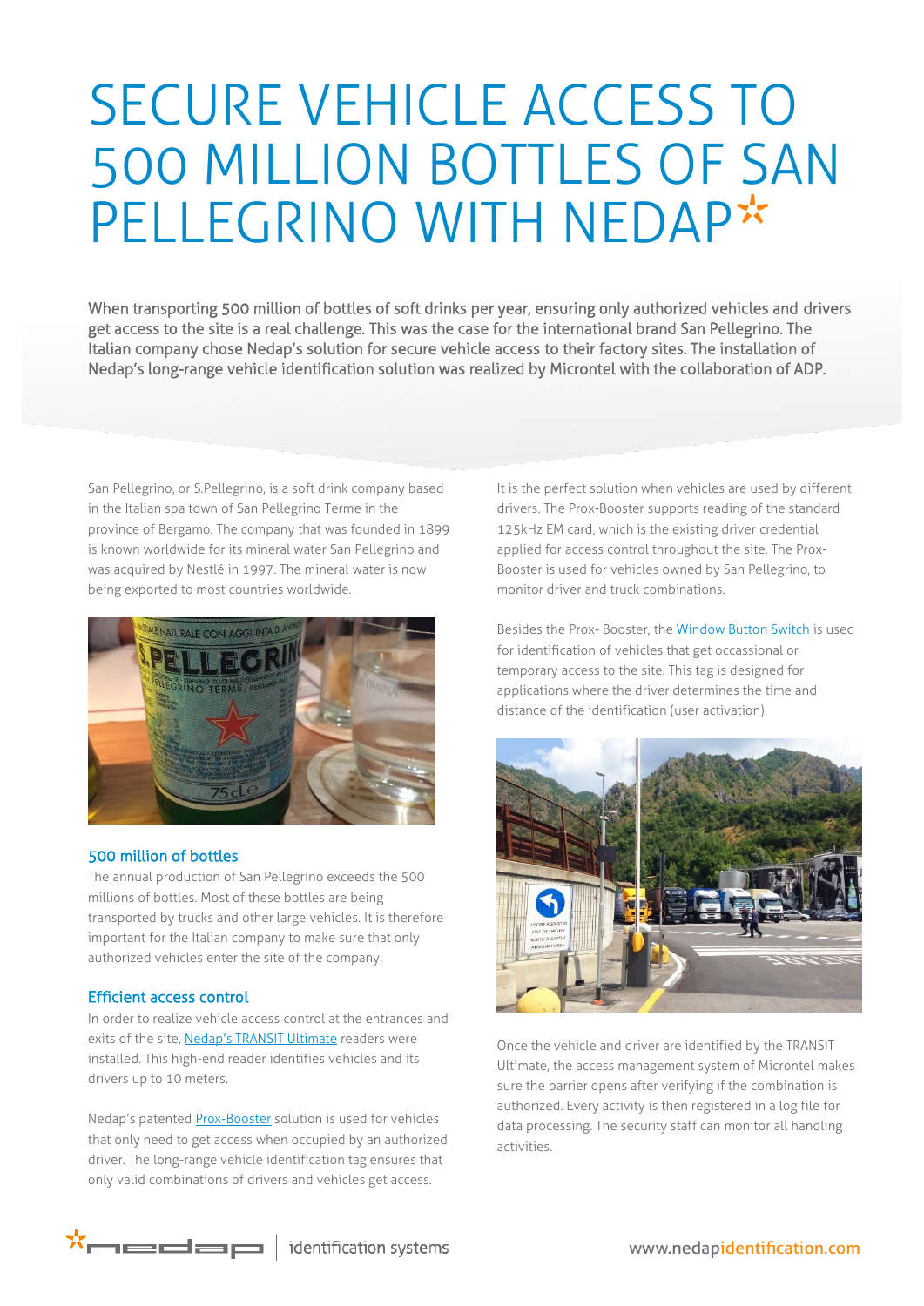# SECURE VEHICLE ACCESS TO 500 MILLION BOTTLES OF SAN PELLEGRINO WITH NEDAP

When transporting 500 million of bottles of soft drinks per year, ensuring only authorized vehicles and drivers get access to the site is a real challenge. This was the case for the international brand San Pellegrino. The Italian company chose Nedap's solution for secure vehicle access to their factory sites. The installation of Nedap's long-range vehicle identification solution was realized by Microntel with the collaboration of ADP.

San Pellegrino, or S.Pellegrino, is a soft drink company based in the Italian spa town of San Pellegrino Terme in the province of Bergamo. The company that was founded in 1899 is known worldwide for its mineral water San Pellegrino and was acquired by Nestlé in 1997. The mineral water is now being exported to most countries worldwide.

## 500 million of bottles

The annual production of San Pellegrino exceeds the 500 millions of bottles. Most of these bottles are being transported by trucks and other large vehicles. It is therefore important for the Italian company to make sure that only authorized vehicles enter the site of the company.

## Efficient access control

In order to realize vehicle access control at the entrances and exits of the site, Nedap's TRANSIT Ultimate readers were installed. This high-end reader identifies vehicles and its drivers up to 10 meters.

Nedap's patented Prox-Booster solution is used for vehicles that only need to get access when occupied by an authorized driver. The long-range vehicle identification tag ensures that only valid combinations of drivers and vehicles get access. It is the perfect solution when vehicles are used by different drivers. The Prox-Booster supports reading of the standard 125kHz EM card, which is the existing driver credential applied for access control throughout the site. The Prox-Booster is used for vehicles owned by San Pellegrino, to monitor driver and truck combinations.

Besides the Prox- Booster, the Window Button Switch is used for identification of vehicles that get occassional or temporary access to the site. This tag is designed for applications where the driver determines the time and distance of the identification (user activation).

Once the vehicle and driver are identified by the TRANSIT Ultimate, the access management system of Microntel makes sure the barrier opens after verifying if the combination is authorized. Every activity is then registered in a log file for data processing. The security staff can monitor all handling activities.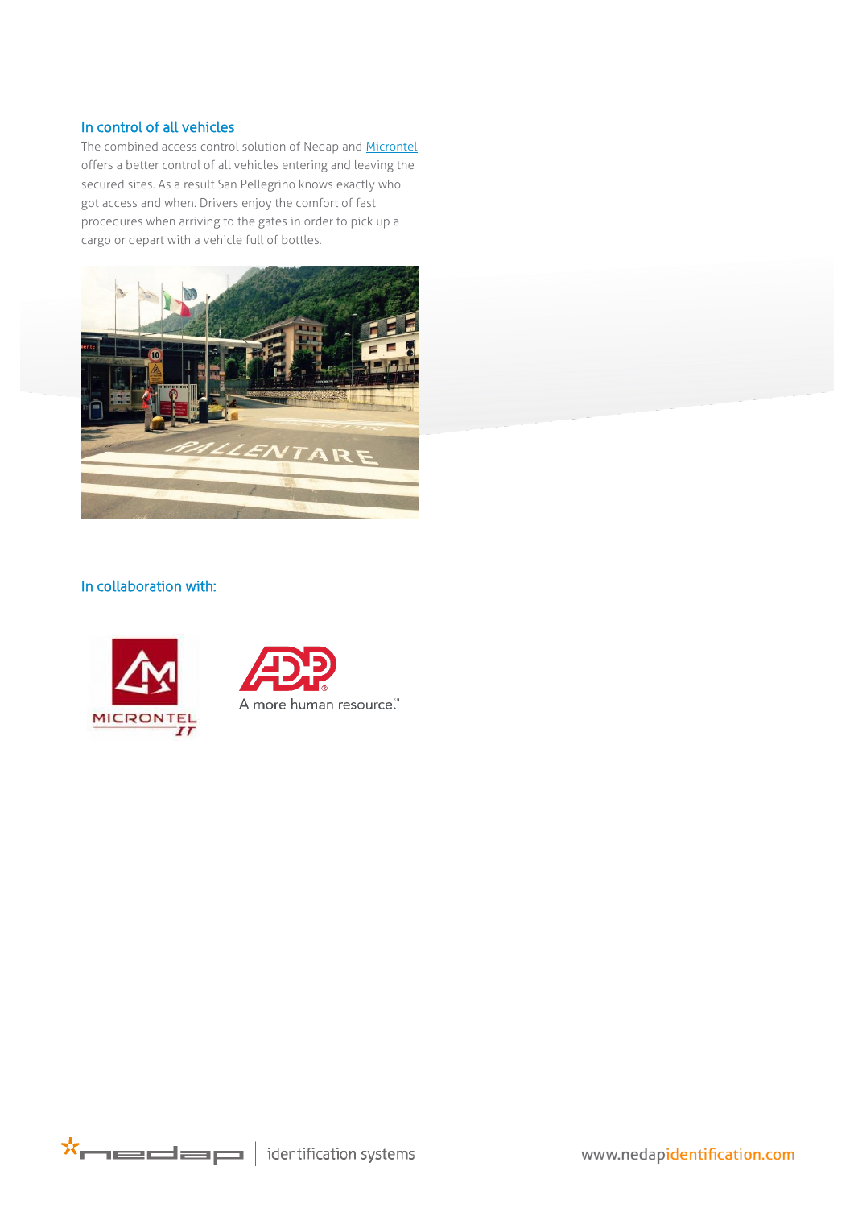## In control of all vehicles

The combined access control solution of Nedap and Microntel offers a better control of all vehicles entering and leaving the secured sites. As a result San Pellegrino knows exactly who got access and when. Drivers enjoy the comfort of fast procedures when arriving to the gates in order to pick up a cargo or depart with a vehicle full of bottles.

## In collaboration with: